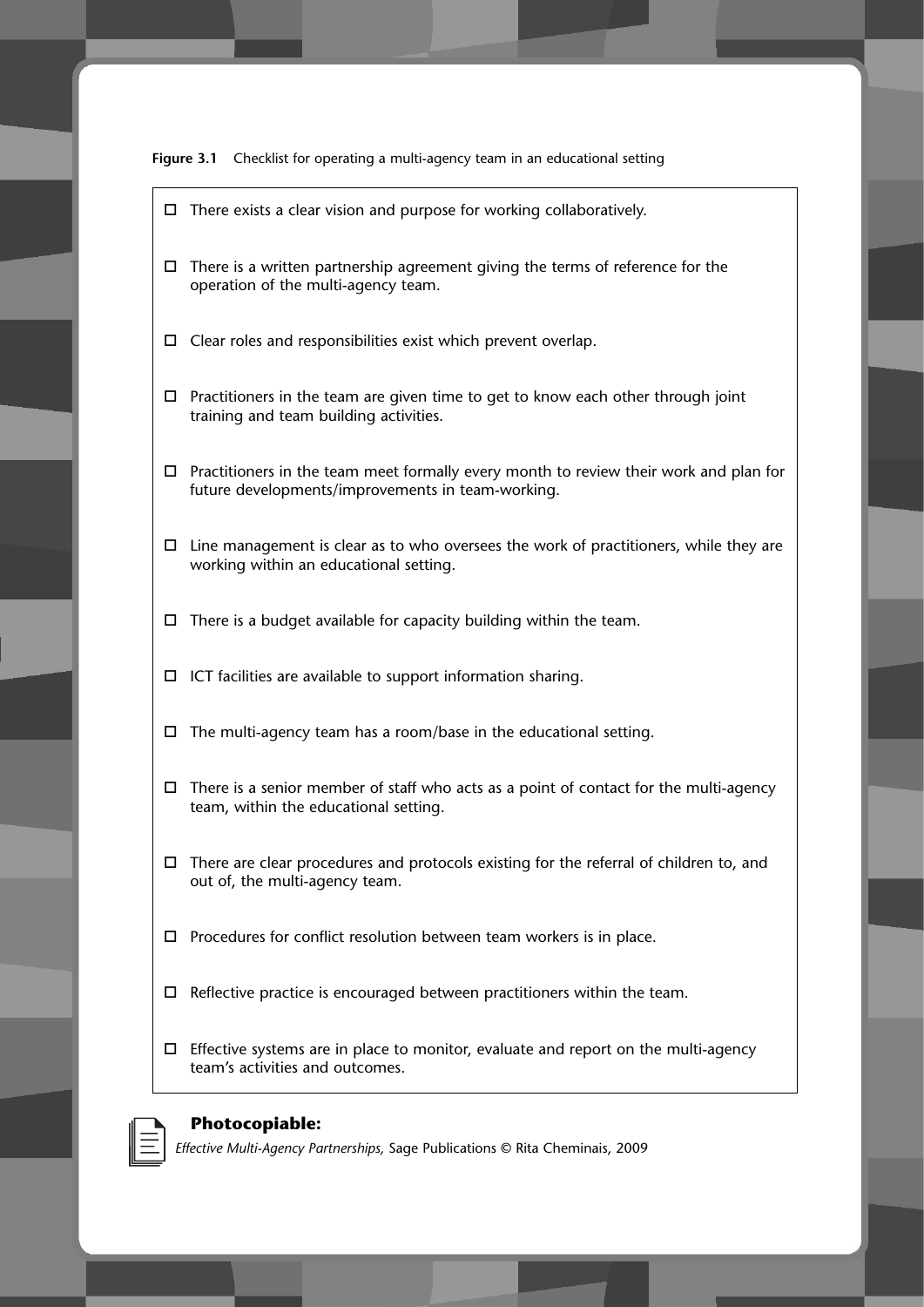**Figure 3.1** Checklist for operating a multi-agency team in an educational setting

- ☐ There exists a clear vision and purpose for working collaboratively.
- ☐ There is a written partnership agreement giving the terms of reference for the operation of the multi-agency team.
- ☐ Clear roles and responsibilities exist which prevent overlap.
- ☐ Practitioners in the team are given time to get to know each other through joint training and team building activities.
- ☐ Practitioners in the team meet formally every month to review their work and plan for future developments/improvements in team-working.
- ☐ Line management is clear as to who oversees the work of practitioners, while they are working within an educational setting.
- ☐ There is a budget available for capacity building within the team.
- ☐ ICT facilities are available to support information sharing.
- ☐ The multi-agency team has a room/base in the educational setting.
- ☐ There is a senior member of staff who acts as a point of contact for the multi-agency team, within the educational setting.
- ☐ There are clear procedures and protocols existing for the referral of children to, and out of, the multi-agency team.
- ☐ Procedures for conflict resolution between team workers is in place.
- ☐ Reflective practice is encouraged between practitioners within the team.
- ☐ Effective systems are in place to monitor, evaluate and report on the multi-agency team's activities and outcomes.

**Photocopiable:**
*Effective Multi-Agency Partnerships,* Sage Publications © Rita Cheminais, 2009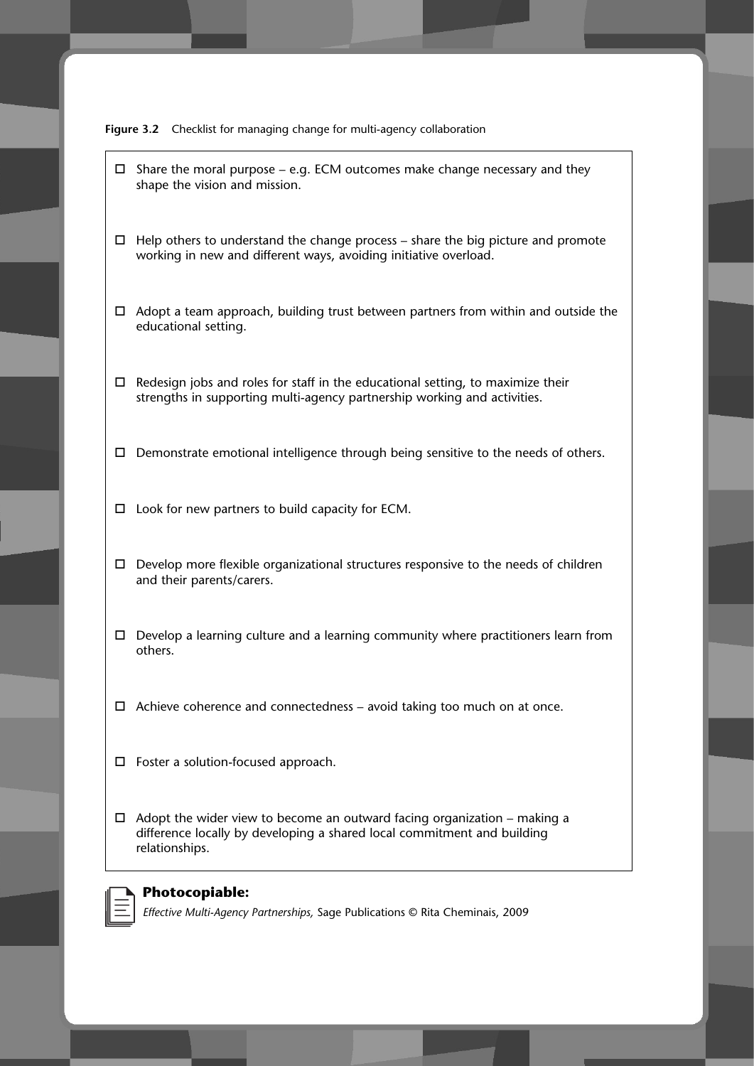**Figure 3.2** Checklist for managing change for multi-agency collaboration

- ☐ Share the moral purpose – e.g. ECM outcomes make change necessary and they shape the vision and mission.
- ☐ Help others to understand the change process – share the big picture and promote working in new and different ways, avoiding initiative overload.
- ☐ Adopt a team approach, building trust between partners from within and outside the educational setting.
- ☐ Redesign jobs and roles for staff in the educational setting, to maximize their strengths in supporting multi-agency partnership working and activities.
- ☐ Demonstrate emotional intelligence through being sensitive to the needs of others.
- ☐ Look for new partners to build capacity for ECM.
- ☐ Develop more flexible organizational structures responsive to the needs of children and their parents/carers.
- ☐ Develop a learning culture and a learning community where practitioners learn from others.
- ☐ Achieve coherence and connectedness – avoid taking too much on at once.
- ☐ Foster a solution-focused approach.
- ☐ Adopt the wider view to become an outward facing organization – making a difference locally by developing a shared local commitment and building relationships.

**Photocopiable:**
*Effective Multi-Agency Partnerships,* Sage Publications © Rita Cheminais, 2009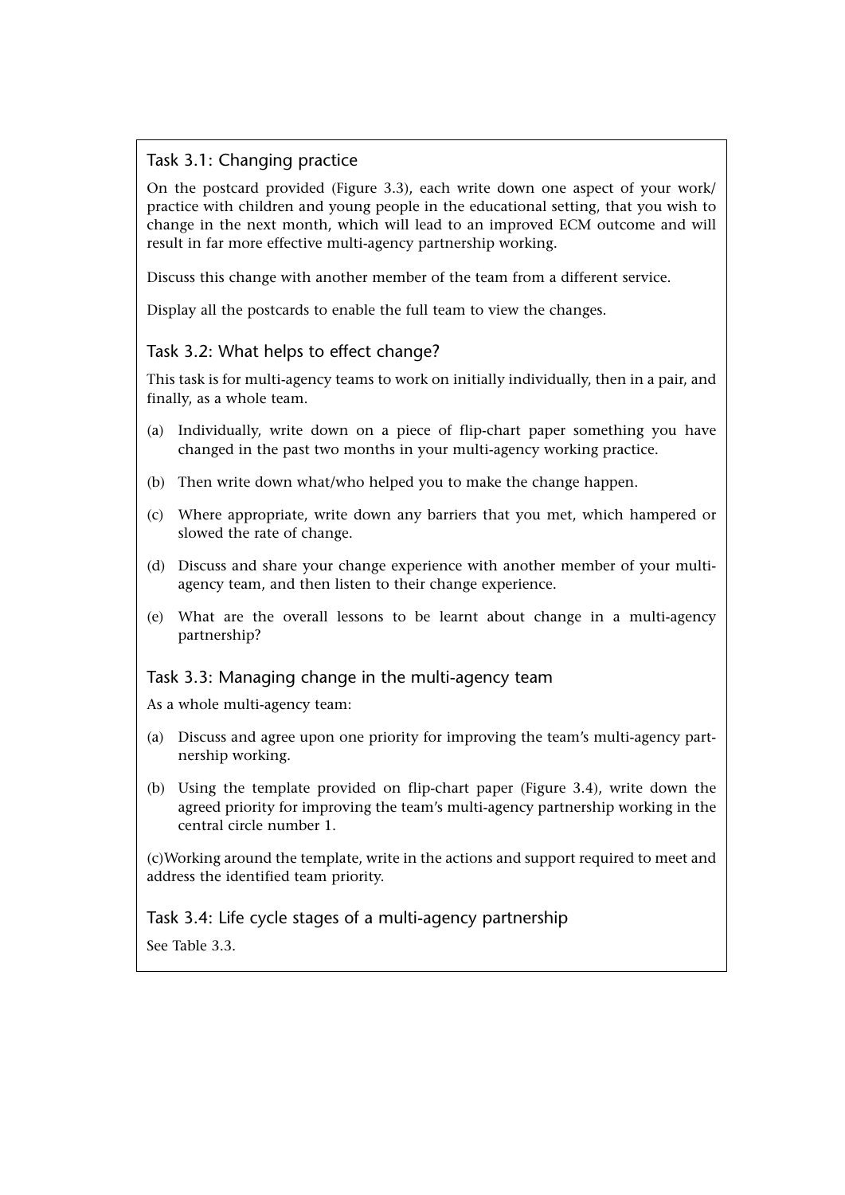### Task 3.1: Changing practice

On the postcard provided (Figure 3.3), each write down one aspect of your work/practice with children and young people in the educational setting, that you wish to change in the next month, which will lead to an improved ECM outcome and will result in far more effective multi-agency partnership working.

Discuss this change with another member of the team from a different service.

Display all the postcards to enable the full team to view the changes.

### Task 3.2: What helps to effect change?

This task is for multi-agency teams to work on initially individually, then in a pair, and finally, as a whole team.

(a) Individually, write down on a piece of flip-chart paper something you have changed in the past two months in your multi-agency working practice.

(b) Then write down what/who helped you to make the change happen.

(c) Where appropriate, write down any barriers that you met, which hampered or slowed the rate of change.

(d) Discuss and share your change experience with another member of your multi-agency team, and then listen to their change experience.

(e) What are the overall lessons to be learnt about change in a multi-agency partnership?

### Task 3.3: Managing change in the multi-agency team

As a whole multi-agency team:

(a) Discuss and agree upon one priority for improving the team's multi-agency partnership working.

(b) Using the template provided on flip-chart paper (Figure 3.4), write down the agreed priority for improving the team's multi-agency partnership working in the central circle number 1.

(c)Working around the template, write in the actions and support required to meet and address the identified team priority.

### Task 3.4: Life cycle stages of a multi-agency partnership

See Table 3.3.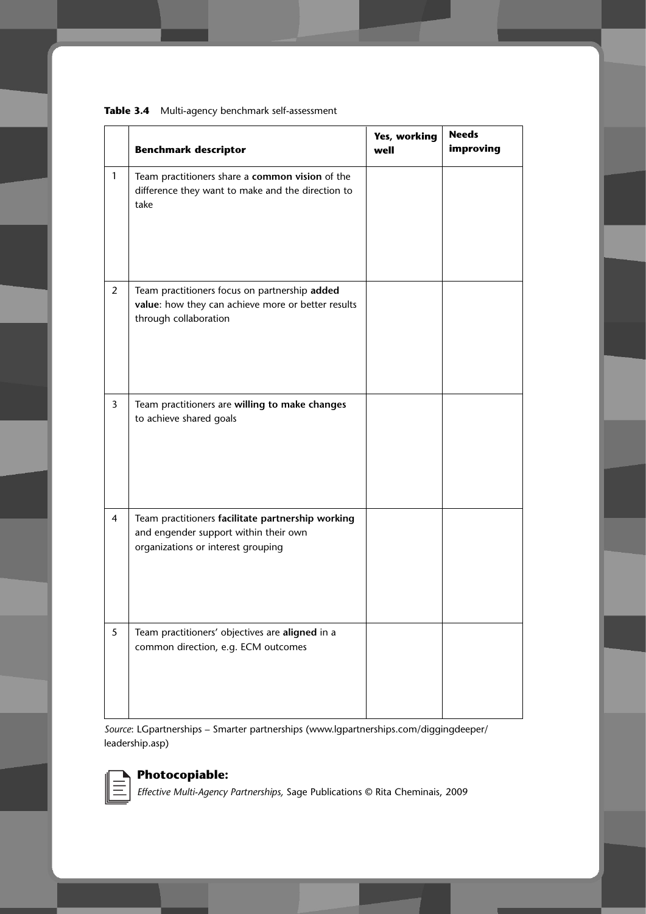**Table 3.4** Multi-agency benchmark self-assessment

| | Benchmark descriptor | Yes, working well | Needs improving |
|---|---|---|---|
| 1 | Team practitioners share a **common vision** of the difference they want to make and the direction to take | | |
| 2 | Team practitioners focus on partnership **added value**: how they can achieve more or better results through collaboration | | |
| 3 | Team practitioners are **willing to make changes** to achieve shared goals | | |
| 4 | Team practitioners **facilitate partnership working** and engender support within their own organizations or interest grouping | | |
| 5 | Team practitioners' objectives are **aligned** in a common direction, e.g. ECM outcomes | | |

*Source*: LGpartnerships – Smarter partnerships (www.lgpartnerships.com/diggingdeeper/leadership.asp)

**Photocopiable:**

*Effective Multi-Agency Partnerships,* Sage Publications © Rita Cheminais, 2009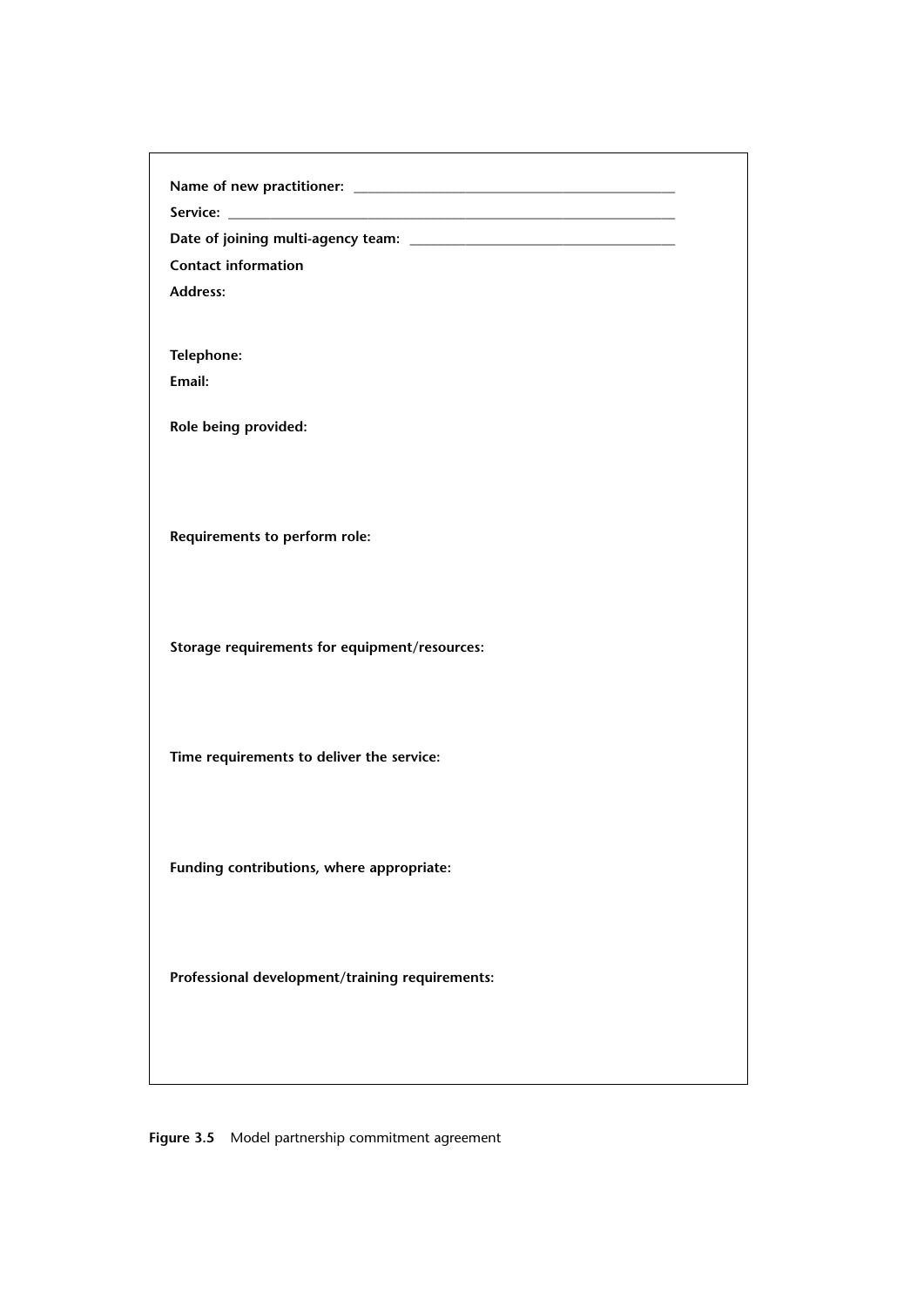**Name of new practitioner:** ___________________________________________

**Service:** ___________________________________________________________

**Date of joining multi-agency team:** ___________________________________

**Contact information**

**Address:**

**Telephone:**

**Email:**

**Role being provided:**

**Requirements to perform role:**

**Storage requirements for equipment/resources:**

**Time requirements to deliver the service:**

**Funding contributions, where appropriate:**

**Professional development/training requirements:**

**Figure 3.5** Model partnership commitment agreement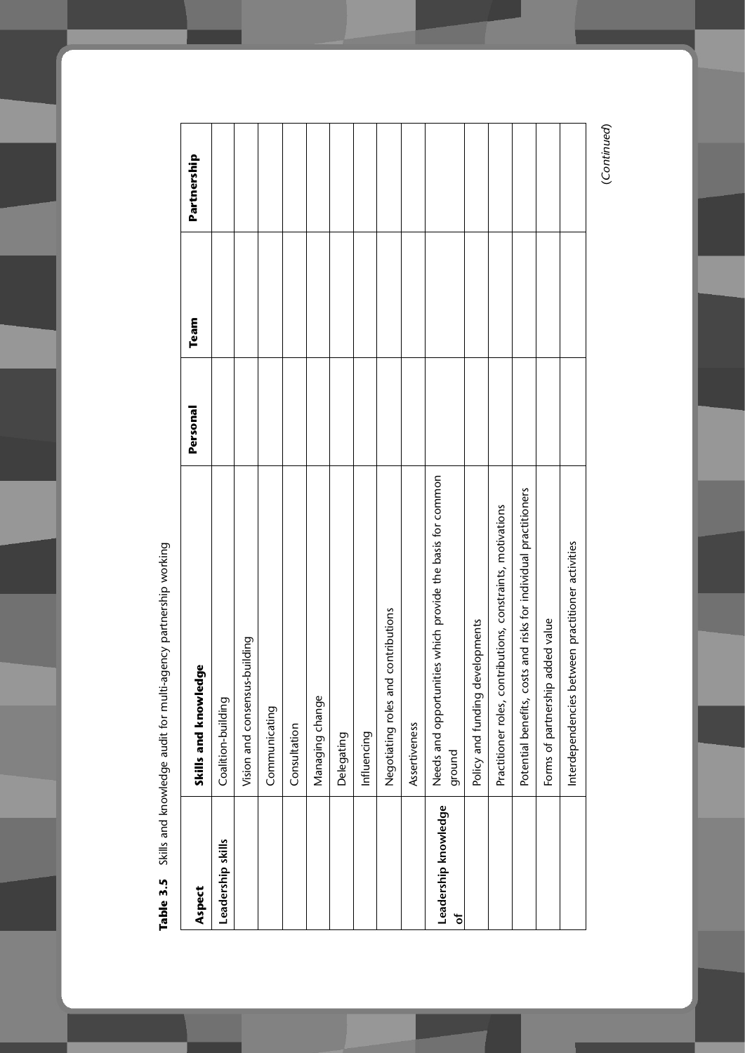**Table 3.5** Skills and knowledge audit for multi-agency partnership working

| Aspect | Skills and knowledge | Personal | Team | Partnership |
|---|---|---|---|---|
| **Leadership skills** | Coalition-building | | | |
| | Vision and consensus-building | | | |
| | Communicating | | | |
| | Consultation | | | |
| | Managing change | | | |
| | Delegating | | | |
| | Influencing | | | |
| | Negotiating roles and contributions | | | |
| | Assertiveness | | | |
| **Leadership knowledge of** | Needs and opportunities which provide the basis for common ground | | | |
| | Policy and funding developments | | | |
| | Practitioner roles, contributions, constraints, motivations | | | |
| | Potential benefits, costs and risks for individual practitioners | | | |
| | Forms of partnership added value | | | |
| | Interdependencies between practitioner activities | | | |

(*Continued*)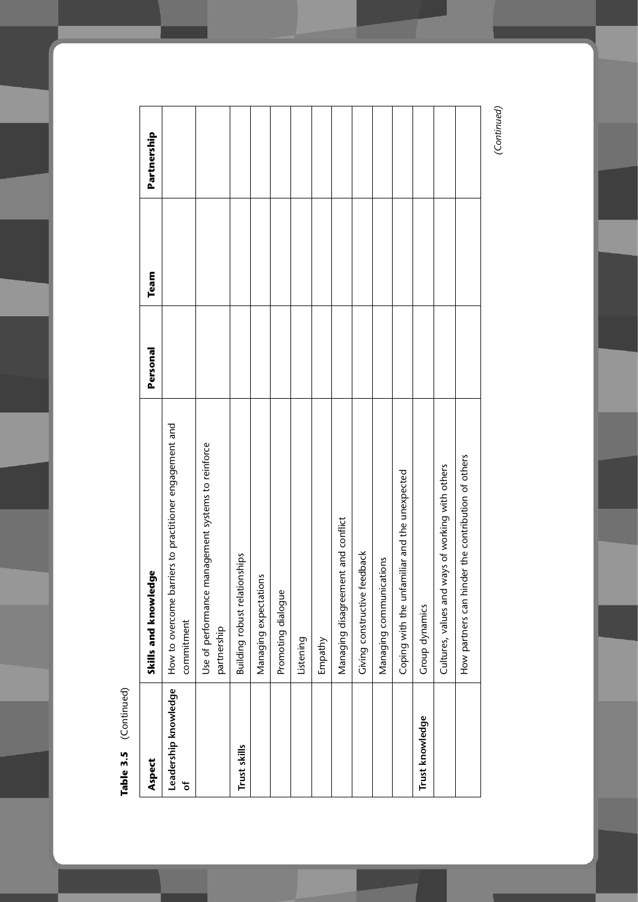**Table 3.5** (Continued)

| Aspect | Skills and knowledge | Personal | Team | Partnership |
|---|---|---|---|---|
| **Leadership knowledge of** | How to overcome barriers to practitioner engagement and commitment | | | |
| | Use of performance management systems to reinforce partnership | | | |
| **Trust skills** | Building robust relationships | | | |
| | Managing expectations | | | |
| | Promoting dialogue | | | |
| | Listening | | | |
| | Empathy | | | |
| | Managing disagreement and conflict | | | |
| | Giving constructive feedback | | | |
| | Managing communications | | | |
| | Coping with the unfamiliar and the unexpected | | | |
| **Trust knowledge** | Group dynamics | | | |
| | Cultures, values and ways of working with others | | | |
| | How partners can hinder the contribution of others | | | |

*(Continued)*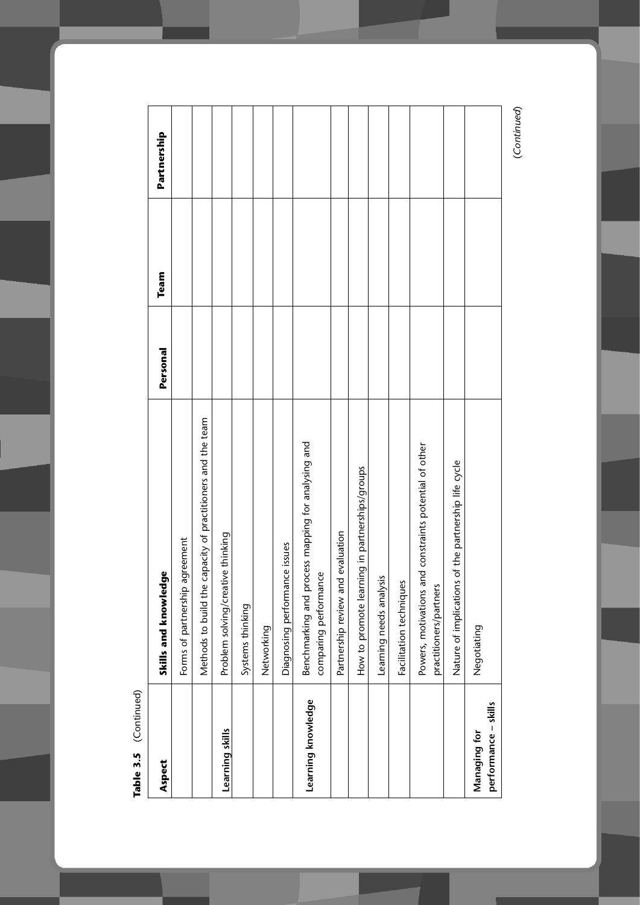**Table 3.5** (Continued)

| Aspect | Skills and knowledge | Personal | Team | Partnership |
|---|---|---|---|---|
| | Forms of partnership agreement | | | |
| | Methods to build the capacity of practitioners and the team | | | |
| Learning skills | Problem solving/creative thinking | | | |
| | Systems thinking | | | |
| | Networking | | | |
| | Diagnosing performance issues | | | |
| Learning knowledge | Benchmarking and process mapping for analysing and comparing performance | | | |
| | Partnership review and evaluation | | | |
| | How to promote learning in partnerships/groups | | | |
| | Learning needs analysis | | | |
| | Facilitation techniques | | | |
| | Powers, motivations and constraints potential of other practitioners/partners | | | |
| | Nature of implications of the partnership life cycle | | | |
| Managing for performance – skills | Negotiating | | | |

*(Continued)*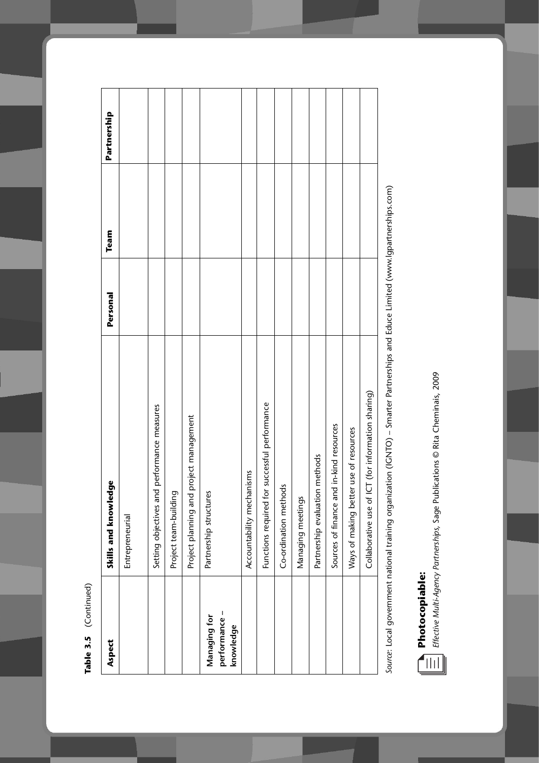**Table 3.5** (Continued)

| Aspect | Skills and knowledge | Personal | Team | Partnership |
|---|---|---|---|---|
| | Entrepreneurial | | | |
| | Setting objectives and performance measures | | | |
| | Project team-building | | | |
| | Project planning and project management | | | |
| **Managing for performance – knowledge** | Partnership structures | | | |
| | Accountability mechanisms | | | |
| | Functions required for successful performance | | | |
| | Co-ordination methods | | | |
| | Managing meetings | | | |
| | Partnership evaluation methods | | | |
| | Sources of finance and in-kind resources | | | |
| | Ways of making better use of resources | | | |
| | Collaborative use of ICT (for information sharing) | | | |

*Source*: Local government national training organization (IGNTO) – Smarter Partnerships and Educe Limited (www.lgpartnerships.com)

**Photocopiable:**
*Effective Multi-Agency Partnerships*, Sage Publications © Rita Cheminais, 2009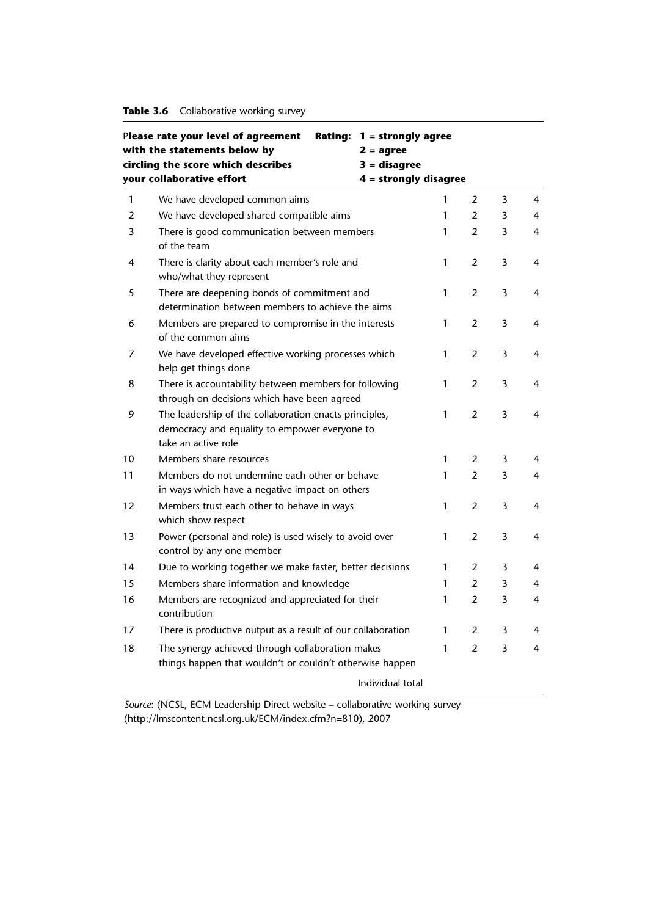**Table 3.6** Collaborative working survey

| Please rate your level of agreement with the statements below by circling the score which describes your collaborative effort | Rating: 1 = strongly agree<br>2 = agree<br>3 = disagree<br>4 = strongly disagree | | | |
|---|---|---|---|---|
| 1 We have developed common aims | 1 | 2 | 3 | 4 |
| 2 We have developed shared compatible aims | 1 | 2 | 3 | 4 |
| 3 There is good communication between members of the team | 1 | 2 | 3 | 4 |
| 4 There is clarity about each member's role and who/what they represent | 1 | 2 | 3 | 4 |
| 5 There are deepening bonds of commitment and determination between members to achieve the aims | 1 | 2 | 3 | 4 |
| 6 Members are prepared to compromise in the interests of the common aims | 1 | 2 | 3 | 4 |
| 7 We have developed effective working processes which help get things done | 1 | 2 | 3 | 4 |
| 8 There is accountability between members for following through on decisions which have been agreed | 1 | 2 | 3 | 4 |
| 9 The leadership of the collaboration enacts principles, democracy and equality to empower everyone to take an active role | 1 | 2 | 3 | 4 |
| 10 Members share resources | 1 | 2 | 3 | 4 |
| 11 Members do not undermine each other or behave in ways which have a negative impact on others | 1 | 2 | 3 | 4 |
| 12 Members trust each other to behave in ways which show respect | 1 | 2 | 3 | 4 |
| 13 Power (personal and role) is used wisely to avoid over control by any one member | 1 | 2 | 3 | 4 |
| 14 Due to working together we make faster, better decisions | 1 | 2 | 3 | 4 |
| 15 Members share information and knowledge | 1 | 2 | 3 | 4 |
| 16 Members are recognized and appreciated for their contribution | 1 | 2 | 3 | 4 |
| 17 There is productive output as a result of our collaboration | 1 | 2 | 3 | 4 |
| 18 The synergy achieved through collaboration makes things happen that wouldn't or couldn't otherwise happen | 1 | 2 | 3 | 4 |
| Individual total | | | | |

*Source*: (NCSL, ECM Leadership Direct website – collaborative working survey (http://lmscontent.ncsl.org.uk/ECM/index.cfm?n=810), 2007